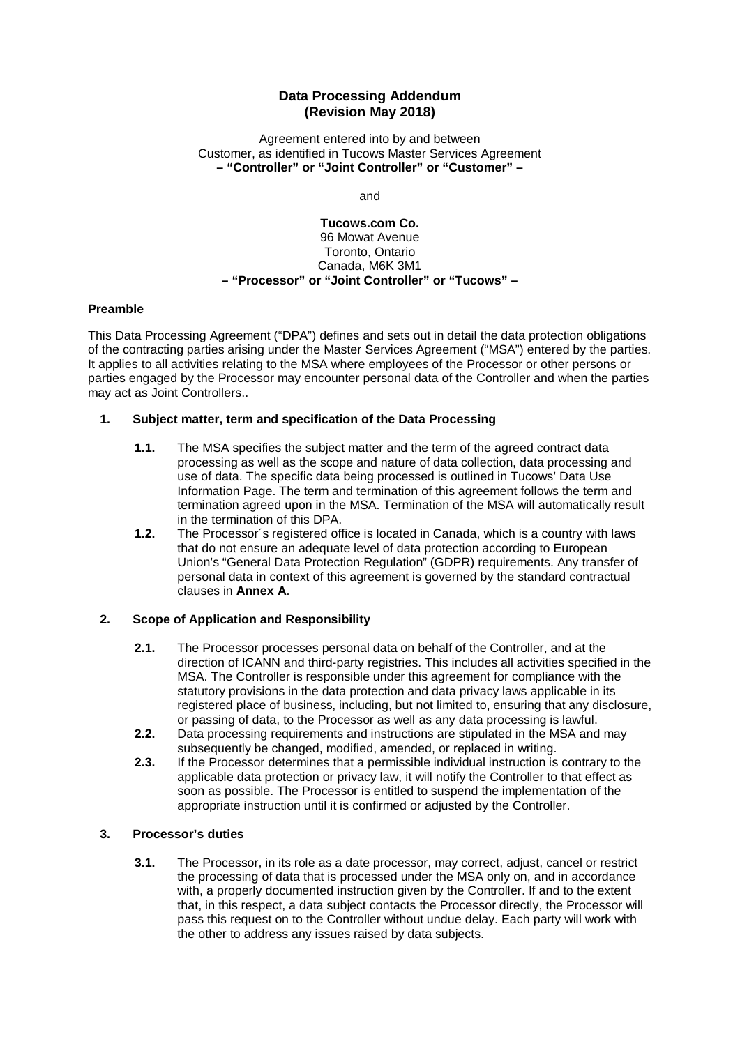# Data Processing Addendum
# (Revision May 2018)

Agreement entered into by and between
Customer, as identified in Tucows Master Services Agreement
**– "Controller" or "Joint Controller" or "Customer" –**

and

**Tucows.com Co.**
96 Mowat Avenue
Toronto, Ontario
Canada, M6K 3M1
**– "Processor" or "Joint Controller" or "Tucows" –**

## Preamble

This Data Processing Agreement ("DPA") defines and sets out in detail the data protection obligations of the contracting parties arising under the Master Services Agreement ("MSA") entered by the parties. It applies to all activities relating to the MSA where employees of the Processor or other persons or parties engaged by the Processor may encounter personal data of the Controller and when the parties may act as Joint Controllers..

### 1. Subject matter, term and specification of the Data Processing

**1.1.** The MSA specifies the subject matter and the term of the agreed contract data processing as well as the scope and nature of data collection, data processing and use of data. The specific data being processed is outlined in Tucows' Data Use Information Page. The term and termination of this agreement follows the term and termination agreed upon in the MSA. Termination of the MSA will automatically result in the termination of this DPA.

**1.2.** The Processor´s registered office is located in Canada, which is a country with laws that do not ensure an adequate level of data protection according to European Union's "General Data Protection Regulation" (GDPR) requirements. Any transfer of personal data in context of this agreement is governed by the standard contractual clauses in **Annex A**.

### 2. Scope of Application and Responsibility

**2.1.** The Processor processes personal data on behalf of the Controller, and at the direction of ICANN and third-party registries. This includes all activities specified in the MSA. The Controller is responsible under this agreement for compliance with the statutory provisions in the data protection and data privacy laws applicable in its registered place of business, including, but not limited to, ensuring that any disclosure, or passing of data, to the Processor as well as any data processing is lawful.

**2.2.** Data processing requirements and instructions are stipulated in the MSA and may subsequently be changed, modified, amended, or replaced in writing.

**2.3.** If the Processor determines that a permissible individual instruction is contrary to the applicable data protection or privacy law, it will notify the Controller to that effect as soon as possible. The Processor is entitled to suspend the implementation of the appropriate instruction until it is confirmed or adjusted by the Controller.

### 3. Processor's duties

**3.1.** The Processor, in its role as a date processor, may correct, adjust, cancel or restrict the processing of data that is processed under the MSA only on, and in accordance with, a properly documented instruction given by the Controller. If and to the extent that, in this respect, a data subject contacts the Processor directly, the Processor will pass this request on to the Controller without undue delay. Each party will work with the other to address any issues raised by data subjects.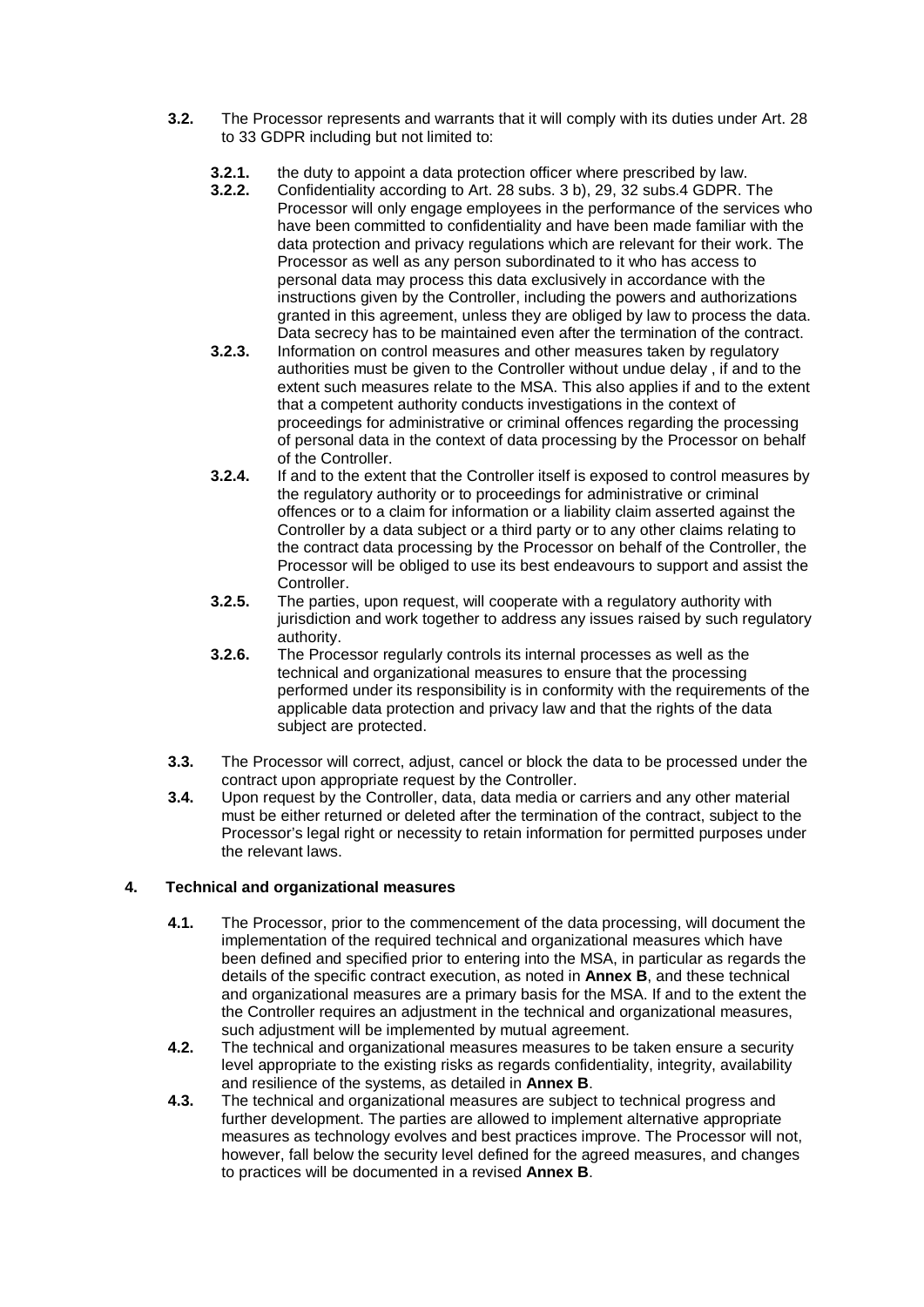**3.2.** The Processor represents and warrants that it will comply with its duties under Art. 28 to 33 GDPR including but not limited to:

**3.2.1.** the duty to appoint a data protection officer where prescribed by law.

**3.2.2.** Confidentiality according to Art. 28 subs. 3 b), 29, 32 subs.4 GDPR. The Processor will only engage employees in the performance of the services who have been committed to confidentiality and have been made familiar with the data protection and privacy regulations which are relevant for their work. The Processor as well as any person subordinated to it who has access to personal data may process this data exclusively in accordance with the instructions given by the Controller, including the powers and authorizations granted in this agreement, unless they are obliged by law to process the data. Data secrecy has to be maintained even after the termination of the contract.

**3.2.3.** Information on control measures and other measures taken by regulatory authorities must be given to the Controller without undue delay , if and to the extent such measures relate to the MSA. This also applies if and to the extent that a competent authority conducts investigations in the context of proceedings for administrative or criminal offences regarding the processing of personal data in the context of data processing by the Processor on behalf of the Controller.

**3.2.4.** If and to the extent that the Controller itself is exposed to control measures by the regulatory authority or to proceedings for administrative or criminal offences or to a claim for information or a liability claim asserted against the Controller by a data subject or a third party or to any other claims relating to the contract data processing by the Processor on behalf of the Controller, the Processor will be obliged to use its best endeavours to support and assist the Controller.

**3.2.5.** The parties, upon request, will cooperate with a regulatory authority with jurisdiction and work together to address any issues raised by such regulatory authority.

**3.2.6.** The Processor regularly controls its internal processes as well as the technical and organizational measures to ensure that the processing performed under its responsibility is in conformity with the requirements of the applicable data protection and privacy law and that the rights of the data subject are protected.

**3.3.** The Processor will correct, adjust, cancel or block the data to be processed under the contract upon appropriate request by the Controller.

**3.4.** Upon request by the Controller, data, data media or carriers and any other material must be either returned or deleted after the termination of the contract, subject to the Processor's legal right or necessity to retain information for permitted purposes under the relevant laws.

## 4. Technical and organizational measures

**4.1.** The Processor, prior to the commencement of the data processing, will document the implementation of the required technical and organizational measures which have been defined and specified prior to entering into the MSA, in particular as regards the details of the specific contract execution, as noted in **Annex B**, and these technical and organizational measures are a primary basis for the MSA. If and to the extent the the Controller requires an adjustment in the technical and organizational measures, such adjustment will be implemented by mutual agreement.

**4.2.** The technical and organizational measures measures to be taken ensure a security level appropriate to the existing risks as regards confidentiality, integrity, availability and resilience of the systems, as detailed in **Annex B**.

**4.3.** The technical and organizational measures are subject to technical progress and further development. The parties are allowed to implement alternative appropriate measures as technology evolves and best practices improve. The Processor will not, however, fall below the security level defined for the agreed measures, and changes to practices will be documented in a revised **Annex B**.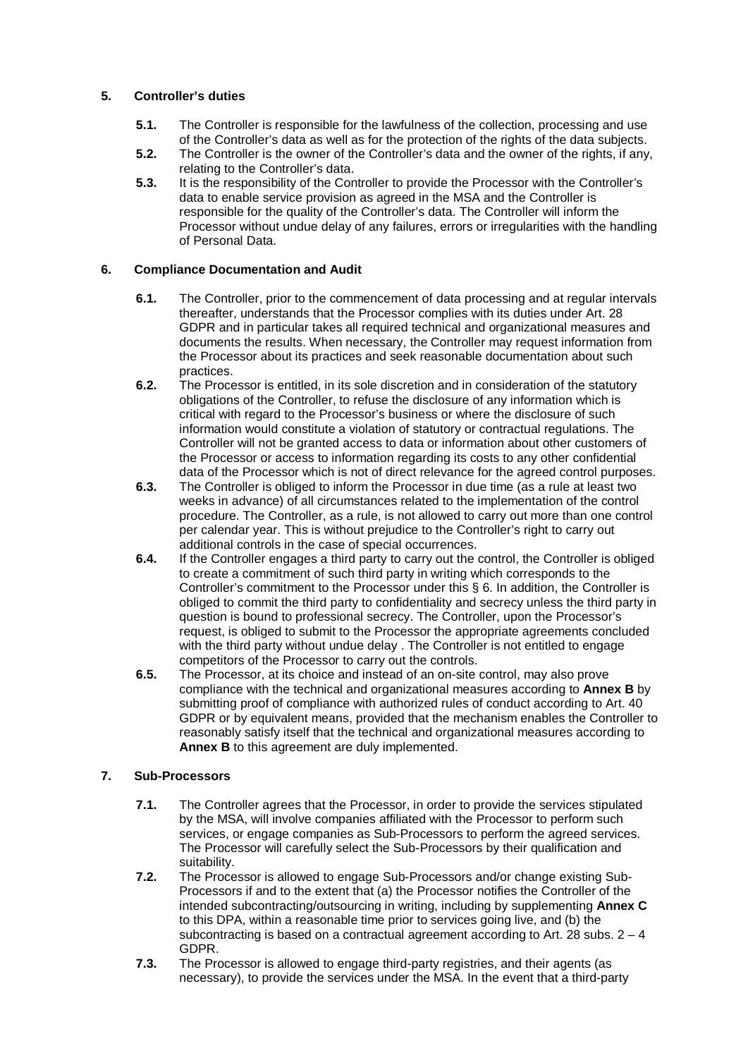## 5. Controller's duties

**5.1.** The Controller is responsible for the lawfulness of the collection, processing and use of the Controller's data as well as for the protection of the rights of the data subjects.

**5.2.** The Controller is the owner of the Controller's data and the owner of the rights, if any, relating to the Controller's data.

**5.3.** It is the responsibility of the Controller to provide the Processor with the Controller's data to enable service provision as agreed in the MSA and the Controller is responsible for the quality of the Controller's data. The Controller will inform the Processor without undue delay of any failures, errors or irregularities with the handling of Personal Data.

## 6. Compliance Documentation and Audit

**6.1.** The Controller, prior to the commencement of data processing and at regular intervals thereafter, understands that the Processor complies with its duties under Art. 28 GDPR and in particular takes all required technical and organizational measures and documents the results. When necessary, the Controller may request information from the Processor about its practices and seek reasonable documentation about such practices.

**6.2.** The Processor is entitled, in its sole discretion and in consideration of the statutory obligations of the Controller, to refuse the disclosure of any information which is critical with regard to the Processor's business or where the disclosure of such information would constitute a violation of statutory or contractual regulations. The Controller will not be granted access to data or information about other customers of the Processor or access to information regarding its costs to any other confidential data of the Processor which is not of direct relevance for the agreed control purposes.

**6.3.** The Controller is obliged to inform the Processor in due time (as a rule at least two weeks in advance) of all circumstances related to the implementation of the control procedure. The Controller, as a rule, is not allowed to carry out more than one control per calendar year. This is without prejudice to the Controller's right to carry out additional controls in the case of special occurrences.

**6.4.** If the Controller engages a third party to carry out the control, the Controller is obliged to create a commitment of such third party in writing which corresponds to the Controller's commitment to the Processor under this § 6. In addition, the Controller is obliged to commit the third party to confidentiality and secrecy unless the third party in question is bound to professional secrecy. The Controller, upon the Processor's request, is obliged to submit to the Processor the appropriate agreements concluded with the third party without undue delay . The Controller is not entitled to engage competitors of the Processor to carry out the controls.

**6.5.** The Processor, at its choice and instead of an on-site control, may also prove compliance with the technical and organizational measures according to **Annex B** by submitting proof of compliance with authorized rules of conduct according to Art. 40 GDPR or by equivalent means, provided that the mechanism enables the Controller to reasonably satisfy itself that the technical and organizational measures according to **Annex B** to this agreement are duly implemented.

## 7. Sub-Processors

**7.1.** The Controller agrees that the Processor, in order to provide the services stipulated by the MSA, will involve companies affiliated with the Processor to perform such services, or engage companies as Sub-Processors to perform the agreed services. The Processor will carefully select the Sub-Processors by their qualification and suitability.

**7.2.** The Processor is allowed to engage Sub-Processors and/or change existing Sub-Processors if and to the extent that (a) the Processor notifies the Controller of the intended subcontracting/outsourcing in writing, including by supplementing **Annex C** to this DPA, within a reasonable time prior to services going live, and (b) the subcontracting is based on a contractual agreement according to Art. 28 subs. 2 – 4 GDPR.

**7.3.** The Processor is allowed to engage third-party registries, and their agents (as necessary), to provide the services under the MSA. In the event that a third-party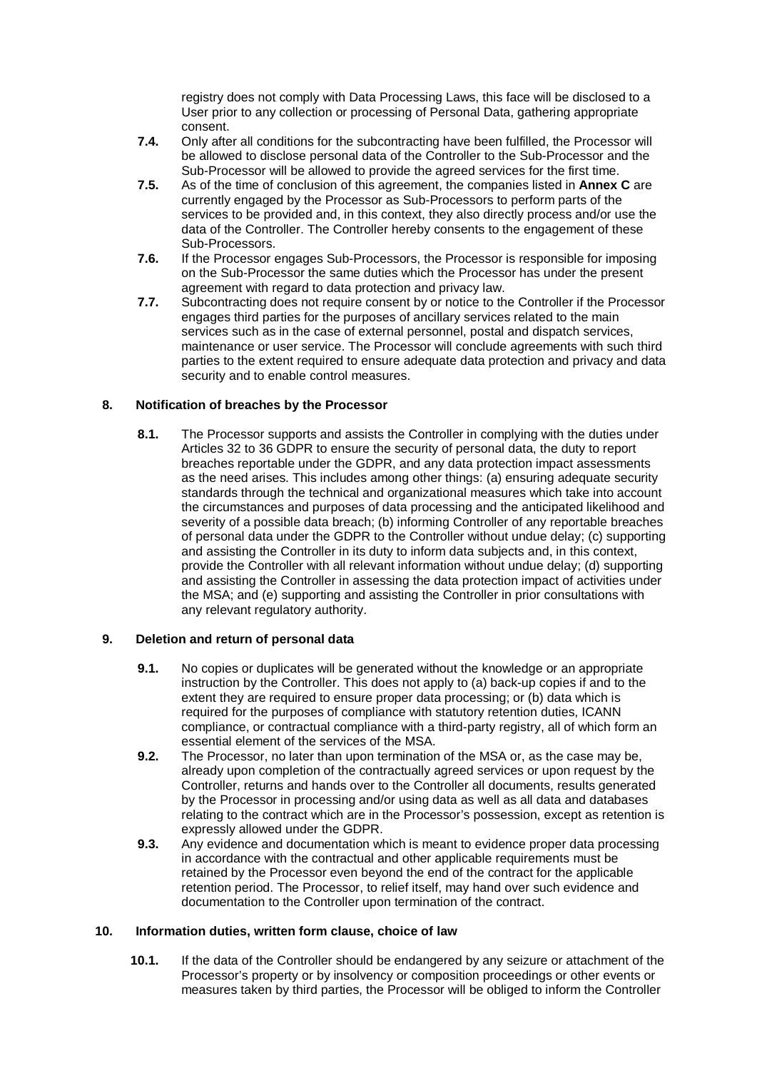registry does not comply with Data Processing Laws, this face will be disclosed to a User prior to any collection or processing of Personal Data, gathering appropriate consent.

**7.4.** Only after all conditions for the subcontracting have been fulfilled, the Processor will be allowed to disclose personal data of the Controller to the Sub-Processor and the Sub-Processor will be allowed to provide the agreed services for the first time.

**7.5.** As of the time of conclusion of this agreement, the companies listed in **Annex C** are currently engaged by the Processor as Sub-Processors to perform parts of the services to be provided and, in this context, they also directly process and/or use the data of the Controller. The Controller hereby consents to the engagement of these Sub-Processors.

**7.6.** If the Processor engages Sub-Processors, the Processor is responsible for imposing on the Sub-Processor the same duties which the Processor has under the present agreement with regard to data protection and privacy law.

**7.7.** Subcontracting does not require consent by or notice to the Controller if the Processor engages third parties for the purposes of ancillary services related to the main services such as in the case of external personnel, postal and dispatch services, maintenance or user service. The Processor will conclude agreements with such third parties to the extent required to ensure adequate data protection and privacy and data security and to enable control measures.

## 8. Notification of breaches by the Processor

**8.1.** The Processor supports and assists the Controller in complying with the duties under Articles 32 to 36 GDPR to ensure the security of personal data, the duty to report breaches reportable under the GDPR, and any data protection impact assessments as the need arises. This includes among other things: (a) ensuring adequate security standards through the technical and organizational measures which take into account the circumstances and purposes of data processing and the anticipated likelihood and severity of a possible data breach; (b) informing Controller of any reportable breaches of personal data under the GDPR to the Controller without undue delay; (c) supporting and assisting the Controller in its duty to inform data subjects and, in this context, provide the Controller with all relevant information without undue delay; (d) supporting and assisting the Controller in assessing the data protection impact of activities under the MSA; and (e) supporting and assisting the Controller in prior consultations with any relevant regulatory authority.

## 9. Deletion and return of personal data

**9.1.** No copies or duplicates will be generated without the knowledge or an appropriate instruction by the Controller. This does not apply to (a) back-up copies if and to the extent they are required to ensure proper data processing; or (b) data which is required for the purposes of compliance with statutory retention duties, ICANN compliance, or contractual compliance with a third-party registry, all of which form an essential element of the services of the MSA.

**9.2.** The Processor, no later than upon termination of the MSA or, as the case may be, already upon completion of the contractually agreed services or upon request by the Controller, returns and hands over to the Controller all documents, results generated by the Processor in processing and/or using data as well as all data and databases relating to the contract which are in the Processor's possession, except as retention is expressly allowed under the GDPR.

**9.3.** Any evidence and documentation which is meant to evidence proper data processing in accordance with the contractual and other applicable requirements must be retained by the Processor even beyond the end of the contract for the applicable retention period. The Processor, to relief itself, may hand over such evidence and documentation to the Controller upon termination of the contract.

## 10. Information duties, written form clause, choice of law

**10.1.** If the data of the Controller should be endangered by any seizure or attachment of the Processor's property or by insolvency or composition proceedings or other events or measures taken by third parties, the Processor will be obliged to inform the Controller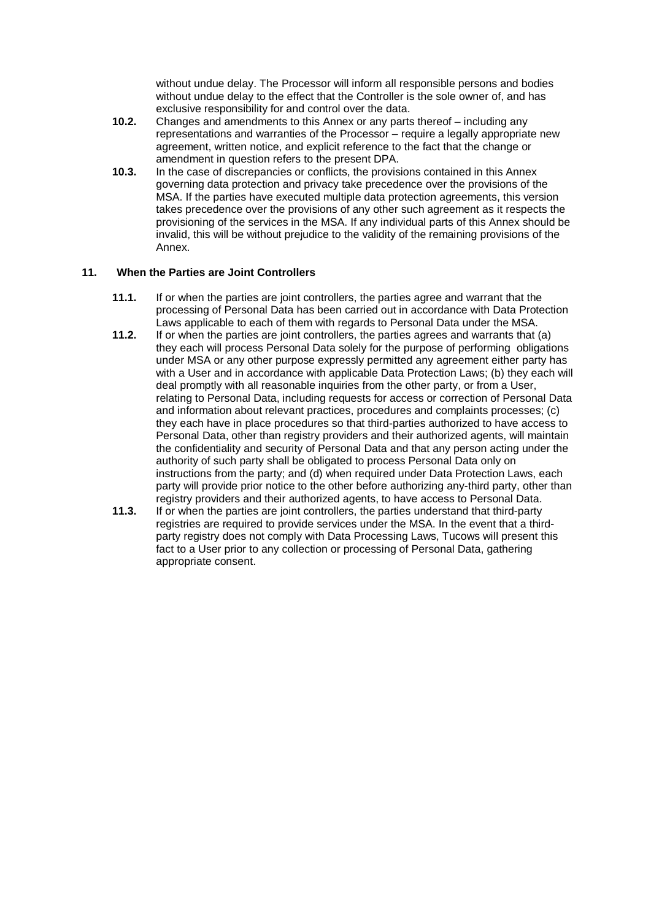without undue delay. The Processor will inform all responsible persons and bodies without undue delay to the effect that the Controller is the sole owner of, and has exclusive responsibility for and control over the data.

**10.2.** Changes and amendments to this Annex or any parts thereof – including any representations and warranties of the Processor – require a legally appropriate new agreement, written notice, and explicit reference to the fact that the change or amendment in question refers to the present DPA.

**10.3.** In the case of discrepancies or conflicts, the provisions contained in this Annex governing data protection and privacy take precedence over the provisions of the MSA. If the parties have executed multiple data protection agreements, this version takes precedence over the provisions of any other such agreement as it respects the provisioning of the services in the MSA. If any individual parts of this Annex should be invalid, this will be without prejudice to the validity of the remaining provisions of the Annex.

## 11. When the Parties are Joint Controllers

**11.1.** If or when the parties are joint controllers, the parties agree and warrant that the processing of Personal Data has been carried out in accordance with Data Protection Laws applicable to each of them with regards to Personal Data under the MSA.

**11.2.** If or when the parties are joint controllers, the parties agrees and warrants that (a) they each will process Personal Data solely for the purpose of performing obligations under MSA or any other purpose expressly permitted any agreement either party has with a User and in accordance with applicable Data Protection Laws; (b) they each will deal promptly with all reasonable inquiries from the other party, or from a User, relating to Personal Data, including requests for access or correction of Personal Data and information about relevant practices, procedures and complaints processes; (c) they each have in place procedures so that third-parties authorized to have access to Personal Data, other than registry providers and their authorized agents, will maintain the confidentiality and security of Personal Data and that any person acting under the authority of such party shall be obligated to process Personal Data only on instructions from the party; and (d) when required under Data Protection Laws, each party will provide prior notice to the other before authorizing any-third party, other than registry providers and their authorized agents, to have access to Personal Data.

**11.3.** If or when the parties are joint controllers, the parties understand that third-party registries are required to provide services under the MSA. In the event that a third-party registry does not comply with Data Processing Laws, Tucows will present this fact to a User prior to any collection or processing of Personal Data, gathering appropriate consent.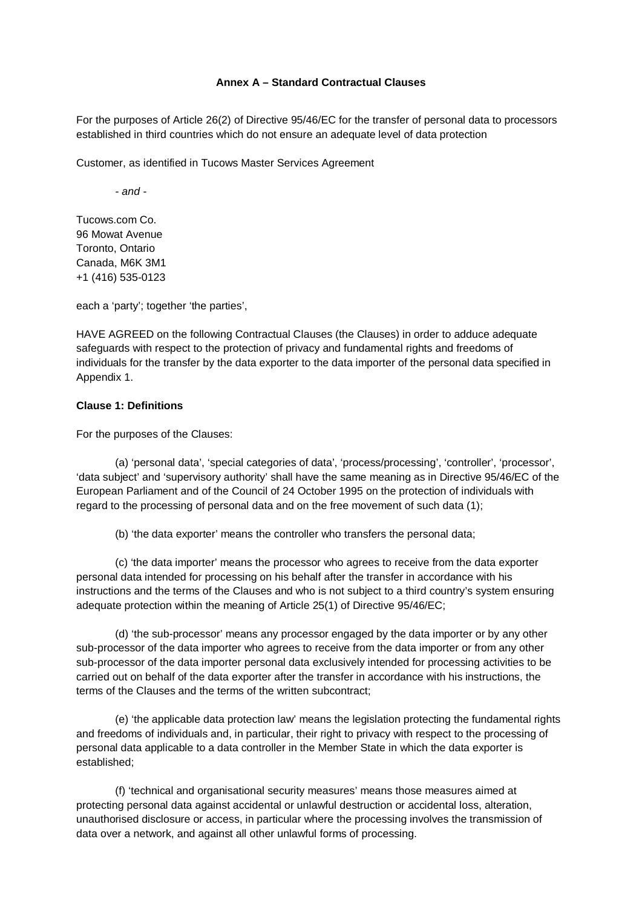**Annex A – Standard Contractual Clauses**

For the purposes of Article 26(2) of Directive 95/46/EC for the transfer of personal data to processors established in third countries which do not ensure an adequate level of data protection

Customer, as identified in Tucows Master Services Agreement

*- and -*

Tucows.com Co.
96 Mowat Avenue
Toronto, Ontario
Canada, M6K 3M1
+1 (416) 535-0123

each a 'party'; together 'the parties',

HAVE AGREED on the following Contractual Clauses (the Clauses) in order to adduce adequate safeguards with respect to the protection of privacy and fundamental rights and freedoms of individuals for the transfer by the data exporter to the data importer of the personal data specified in Appendix 1.

**Clause 1: Definitions**

For the purposes of the Clauses:

(a) 'personal data', 'special categories of data', 'process/processing', 'controller', 'processor', 'data subject' and 'supervisory authority' shall have the same meaning as in Directive 95/46/EC of the European Parliament and of the Council of 24 October 1995 on the protection of individuals with regard to the processing of personal data and on the free movement of such data (1);

(b) 'the data exporter' means the controller who transfers the personal data;

(c) 'the data importer' means the processor who agrees to receive from the data exporter personal data intended for processing on his behalf after the transfer in accordance with his instructions and the terms of the Clauses and who is not subject to a third country's system ensuring adequate protection within the meaning of Article 25(1) of Directive 95/46/EC;

(d) 'the sub-processor' means any processor engaged by the data importer or by any other sub-processor of the data importer who agrees to receive from the data importer or from any other sub-processor of the data importer personal data exclusively intended for processing activities to be carried out on behalf of the data exporter after the transfer in accordance with his instructions, the terms of the Clauses and the terms of the written subcontract;

(e) 'the applicable data protection law' means the legislation protecting the fundamental rights and freedoms of individuals and, in particular, their right to privacy with respect to the processing of personal data applicable to a data controller in the Member State in which the data exporter is established;

(f) 'technical and organisational security measures' means those measures aimed at protecting personal data against accidental or unlawful destruction or accidental loss, alteration, unauthorised disclosure or access, in particular where the processing involves the transmission of data over a network, and against all other unlawful forms of processing.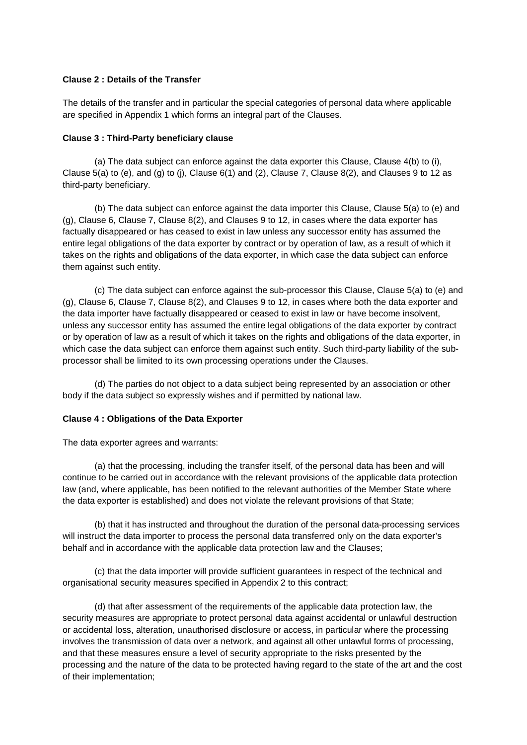**Clause 2 : Details of the Transfer**

The details of the transfer and in particular the special categories of personal data where applicable are specified in Appendix 1 which forms an integral part of the Clauses.

**Clause 3 : Third-Party beneficiary clause**

(a) The data subject can enforce against the data exporter this Clause, Clause 4(b) to (i), Clause 5(a) to (e), and (g) to (j), Clause 6(1) and (2), Clause 7, Clause 8(2), and Clauses 9 to 12 as third-party beneficiary.

(b) The data subject can enforce against the data importer this Clause, Clause 5(a) to (e) and (g), Clause 6, Clause 7, Clause 8(2), and Clauses 9 to 12, in cases where the data exporter has factually disappeared or has ceased to exist in law unless any successor entity has assumed the entire legal obligations of the data exporter by contract or by operation of law, as a result of which it takes on the rights and obligations of the data exporter, in which case the data subject can enforce them against such entity.

(c) The data subject can enforce against the sub-processor this Clause, Clause 5(a) to (e) and (g), Clause 6, Clause 7, Clause 8(2), and Clauses 9 to 12, in cases where both the data exporter and the data importer have factually disappeared or ceased to exist in law or have become insolvent, unless any successor entity has assumed the entire legal obligations of the data exporter by contract or by operation of law as a result of which it takes on the rights and obligations of the data exporter, in which case the data subject can enforce them against such entity. Such third-party liability of the sub-processor shall be limited to its own processing operations under the Clauses.

(d) The parties do not object to a data subject being represented by an association or other body if the data subject so expressly wishes and if permitted by national law.

**Clause 4 : Obligations of the Data Exporter**

The data exporter agrees and warrants:

(a) that the processing, including the transfer itself, of the personal data has been and will continue to be carried out in accordance with the relevant provisions of the applicable data protection law (and, where applicable, has been notified to the relevant authorities of the Member State where the data exporter is established) and does not violate the relevant provisions of that State;

(b) that it has instructed and throughout the duration of the personal data-processing services will instruct the data importer to process the personal data transferred only on the data exporter's behalf and in accordance with the applicable data protection law and the Clauses;

(c) that the data importer will provide sufficient guarantees in respect of the technical and organisational security measures specified in Appendix 2 to this contract;

(d) that after assessment of the requirements of the applicable data protection law, the security measures are appropriate to protect personal data against accidental or unlawful destruction or accidental loss, alteration, unauthorised disclosure or access, in particular where the processing involves the transmission of data over a network, and against all other unlawful forms of processing, and that these measures ensure a level of security appropriate to the risks presented by the processing and the nature of the data to be protected having regard to the state of the art and the cost of their implementation;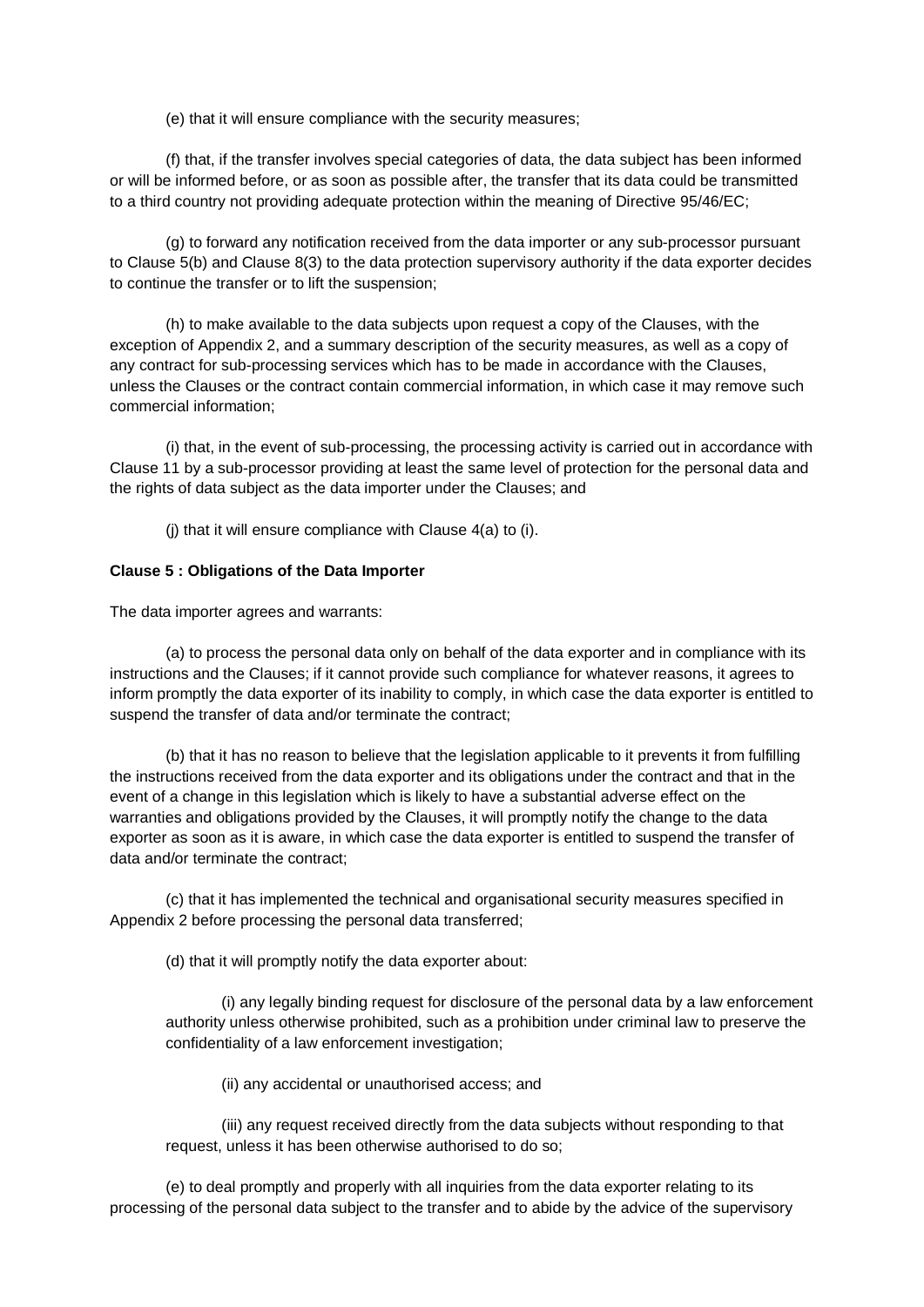(e) that it will ensure compliance with the security measures;

(f) that, if the transfer involves special categories of data, the data subject has been informed or will be informed before, or as soon as possible after, the transfer that its data could be transmitted to a third country not providing adequate protection within the meaning of Directive 95/46/EC;

(g) to forward any notification received from the data importer or any sub-processor pursuant to Clause 5(b) and Clause 8(3) to the data protection supervisory authority if the data exporter decides to continue the transfer or to lift the suspension;

(h) to make available to the data subjects upon request a copy of the Clauses, with the exception of Appendix 2, and a summary description of the security measures, as well as a copy of any contract for sub-processing services which has to be made in accordance with the Clauses, unless the Clauses or the contract contain commercial information, in which case it may remove such commercial information;

(i) that, in the event of sub-processing, the processing activity is carried out in accordance with Clause 11 by a sub-processor providing at least the same level of protection for the personal data and the rights of data subject as the data importer under the Clauses; and

(j) that it will ensure compliance with Clause 4(a) to (i).

**Clause 5 : Obligations of the Data Importer**

The data importer agrees and warrants:

(a) to process the personal data only on behalf of the data exporter and in compliance with its instructions and the Clauses; if it cannot provide such compliance for whatever reasons, it agrees to inform promptly the data exporter of its inability to comply, in which case the data exporter is entitled to suspend the transfer of data and/or terminate the contract;

(b) that it has no reason to believe that the legislation applicable to it prevents it from fulfilling the instructions received from the data exporter and its obligations under the contract and that in the event of a change in this legislation which is likely to have a substantial adverse effect on the warranties and obligations provided by the Clauses, it will promptly notify the change to the data exporter as soon as it is aware, in which case the data exporter is entitled to suspend the transfer of data and/or terminate the contract;

(c) that it has implemented the technical and organisational security measures specified in Appendix 2 before processing the personal data transferred;

(d) that it will promptly notify the data exporter about:

(i) any legally binding request for disclosure of the personal data by a law enforcement authority unless otherwise prohibited, such as a prohibition under criminal law to preserve the confidentiality of a law enforcement investigation;

(ii) any accidental or unauthorised access; and

(iii) any request received directly from the data subjects without responding to that request, unless it has been otherwise authorised to do so;

(e) to deal promptly and properly with all inquiries from the data exporter relating to its processing of the personal data subject to the transfer and to abide by the advice of the supervisory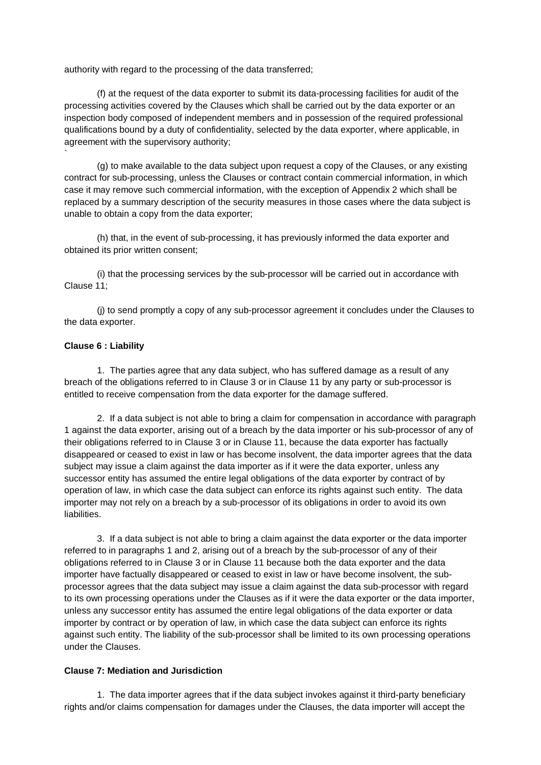authority with regard to the processing of the data transferred;

(f) at the request of the data exporter to submit its data-processing facilities for audit of the processing activities covered by the Clauses which shall be carried out by the data exporter or an inspection body composed of independent members and in possession of the required professional qualifications bound by a duty of confidentiality, selected by the data exporter, where applicable, in agreement with the supervisory authority;
`

(g) to make available to the data subject upon request a copy of the Clauses, or any existing contract for sub-processing, unless the Clauses or contract contain commercial information, in which case it may remove such commercial information, with the exception of Appendix 2 which shall be replaced by a summary description of the security measures in those cases where the data subject is unable to obtain a copy from the data exporter;

(h) that, in the event of sub-processing, it has previously informed the data exporter and obtained its prior written consent;

(i) that the processing services by the sub-processor will be carried out in accordance with Clause 11;

(j) to send promptly a copy of any sub-processor agreement it concludes under the Clauses to the data exporter.

**Clause 6 : Liability**

1. The parties agree that any data subject, who has suffered damage as a result of any breach of the obligations referred to in Clause 3 or in Clause 11 by any party or sub-processor is entitled to receive compensation from the data exporter for the damage suffered.

2. If a data subject is not able to bring a claim for compensation in accordance with paragraph 1 against the data exporter, arising out of a breach by the data importer or his sub-processor of any of their obligations referred to in Clause 3 or in Clause 11, because the data exporter has factually disappeared or ceased to exist in law or has become insolvent, the data importer agrees that the data subject may issue a claim against the data importer as if it were the data exporter, unless any successor entity has assumed the entire legal obligations of the data exporter by contract of by operation of law, in which case the data subject can enforce its rights against such entity. The data importer may not rely on a breach by a sub-processor of its obligations in order to avoid its own liabilities.

3. If a data subject is not able to bring a claim against the data exporter or the data importer referred to in paragraphs 1 and 2, arising out of a breach by the sub-processor of any of their obligations referred to in Clause 3 or in Clause 11 because both the data exporter and the data importer have factually disappeared or ceased to exist in law or have become insolvent, the sub-processor agrees that the data subject may issue a claim against the data sub-processor with regard to its own processing operations under the Clauses as if it were the data exporter or the data importer, unless any successor entity has assumed the entire legal obligations of the data exporter or data importer by contract or by operation of law, in which case the data subject can enforce its rights against such entity. The liability of the sub-processor shall be limited to its own processing operations under the Clauses.

**Clause 7: Mediation and Jurisdiction**

1. The data importer agrees that if the data subject invokes against it third-party beneficiary rights and/or claims compensation for damages under the Clauses, the data importer will accept the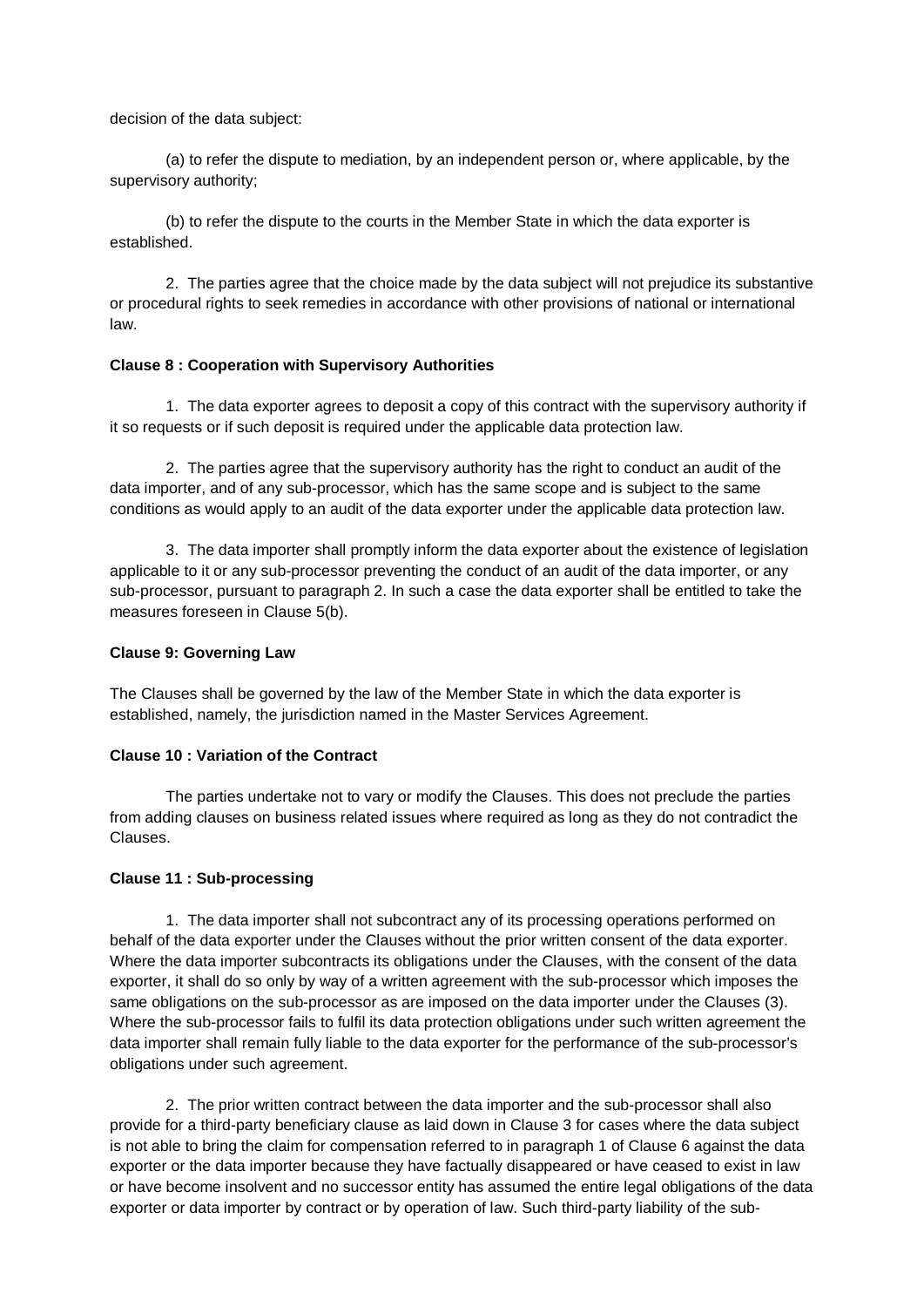decision of the data subject:

(a) to refer the dispute to mediation, by an independent person or, where applicable, by the supervisory authority;

(b) to refer the dispute to the courts in the Member State in which the data exporter is established.

2. The parties agree that the choice made by the data subject will not prejudice its substantive or procedural rights to seek remedies in accordance with other provisions of national or international law.

**Clause 8 : Cooperation with Supervisory Authorities**

1. The data exporter agrees to deposit a copy of this contract with the supervisory authority if it so requests or if such deposit is required under the applicable data protection law.

2. The parties agree that the supervisory authority has the right to conduct an audit of the data importer, and of any sub-processor, which has the same scope and is subject to the same conditions as would apply to an audit of the data exporter under the applicable data protection law.

3. The data importer shall promptly inform the data exporter about the existence of legislation applicable to it or any sub-processor preventing the conduct of an audit of the data importer, or any sub-processor, pursuant to paragraph 2. In such a case the data exporter shall be entitled to take the measures foreseen in Clause 5(b).

**Clause 9: Governing Law**

The Clauses shall be governed by the law of the Member State in which the data exporter is established, namely, the jurisdiction named in the Master Services Agreement.

**Clause 10 : Variation of the Contract**

The parties undertake not to vary or modify the Clauses. This does not preclude the parties from adding clauses on business related issues where required as long as they do not contradict the Clauses.

**Clause 11 : Sub-processing**

1. The data importer shall not subcontract any of its processing operations performed on behalf of the data exporter under the Clauses without the prior written consent of the data exporter. Where the data importer subcontracts its obligations under the Clauses, with the consent of the data exporter, it shall do so only by way of a written agreement with the sub-processor which imposes the same obligations on the sub-processor as are imposed on the data importer under the Clauses (3). Where the sub-processor fails to fulfil its data protection obligations under such written agreement the data importer shall remain fully liable to the data exporter for the performance of the sub-processor's obligations under such agreement.

2. The prior written contract between the data importer and the sub-processor shall also provide for a third-party beneficiary clause as laid down in Clause 3 for cases where the data subject is not able to bring the claim for compensation referred to in paragraph 1 of Clause 6 against the data exporter or the data importer because they have factually disappeared or have ceased to exist in law or have become insolvent and no successor entity has assumed the entire legal obligations of the data exporter or data importer by contract or by operation of law. Such third-party liability of the sub-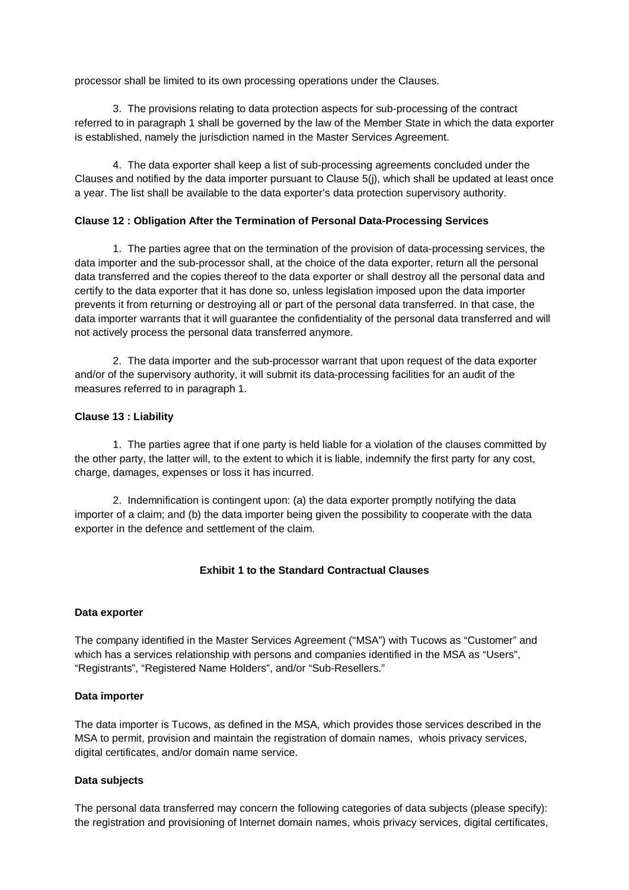processor shall be limited to its own processing operations under the Clauses.

3. The provisions relating to data protection aspects for sub-processing of the contract referred to in paragraph 1 shall be governed by the law of the Member State in which the data exporter is established, namely the jurisdiction named in the Master Services Agreement.

4. The data exporter shall keep a list of sub-processing agreements concluded under the Clauses and notified by the data importer pursuant to Clause 5(j), which shall be updated at least once a year. The list shall be available to the data exporter's data protection supervisory authority.

**Clause 12 : Obligation After the Termination of Personal Data-Processing Services**

1. The parties agree that on the termination of the provision of data-processing services, the data importer and the sub-processor shall, at the choice of the data exporter, return all the personal data transferred and the copies thereof to the data exporter or shall destroy all the personal data and certify to the data exporter that it has done so, unless legislation imposed upon the data importer prevents it from returning or destroying all or part of the personal data transferred. In that case, the data importer warrants that it will guarantee the confidentiality of the personal data transferred and will not actively process the personal data transferred anymore.

2. The data importer and the sub-processor warrant that upon request of the data exporter and/or of the supervisory authority, it will submit its data-processing facilities for an audit of the measures referred to in paragraph 1.

**Clause 13 : Liability**

1. The parties agree that if one party is held liable for a violation of the clauses committed by the other party, the latter will, to the extent to which it is liable, indemnify the first party for any cost, charge, damages, expenses or loss it has incurred.

2. Indemnification is contingent upon: (a) the data exporter promptly notifying the data importer of a claim; and (b) the data importer being given the possibility to cooperate with the data exporter in the defence and settlement of the claim.

## Exhibit 1 to the Standard Contractual Clauses

**Data exporter**

The company identified in the Master Services Agreement ("MSA") with Tucows as "Customer" and which has a services relationship with persons and companies identified in the MSA as "Users", "Registrants", "Registered Name Holders", and/or "Sub-Resellers."

**Data importer**

The data importer is Tucows, as defined in the MSA, which provides those services described in the MSA to permit, provision and maintain the registration of domain names, whois privacy services, digital certificates, and/or domain name service.

**Data subjects**

The personal data transferred may concern the following categories of data subjects (please specify): the registration and provisioning of Internet domain names, whois privacy services, digital certificates,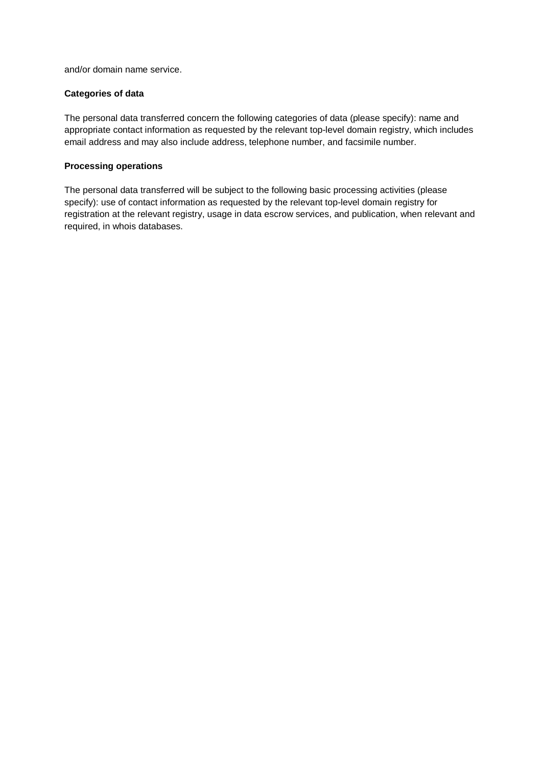and/or domain name service.

**Categories of data**

The personal data transferred concern the following categories of data (please specify): name and appropriate contact information as requested by the relevant top-level domain registry, which includes email address and may also include address, telephone number, and facsimile number.

**Processing operations**

The personal data transferred will be subject to the following basic processing activities (please specify): use of contact information as requested by the relevant top-level domain registry for registration at the relevant registry, usage in data escrow services, and publication, when relevant and required, in whois databases.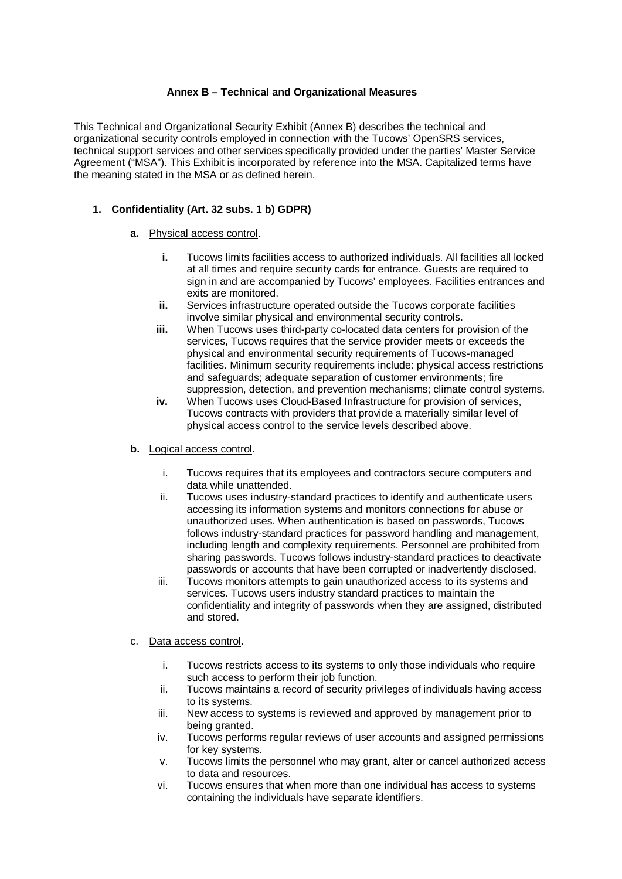**Annex B – Technical and Organizational Measures**

This Technical and Organizational Security Exhibit (Annex B) describes the technical and organizational security controls employed in connection with the Tucows' OpenSRS services, technical support services and other services specifically provided under the parties' Master Service Agreement ("MSA"). This Exhibit is incorporated by reference into the MSA. Capitalized terms have the meaning stated in the MSA or as defined herein.

**1. Confidentiality (Art. 32 subs. 1 b) GDPR)**

**a.** Physical access control.

**i.** Tucows limits facilities access to authorized individuals. All facilities all locked at all times and require security cards for entrance. Guests are required to sign in and are accompanied by Tucows' employees. Facilities entrances and exits are monitored.

**ii.** Services infrastructure operated outside the Tucows corporate facilities involve similar physical and environmental security controls.

**iii.** When Tucows uses third-party co-located data centers for provision of the services, Tucows requires that the service provider meets or exceeds the physical and environmental security requirements of Tucows-managed facilities. Minimum security requirements include: physical access restrictions and safeguards; adequate separation of customer environments; fire suppression, detection, and prevention mechanisms; climate control systems.

**iv.** When Tucows uses Cloud-Based Infrastructure for provision of services, Tucows contracts with providers that provide a materially similar level of physical access control to the service levels described above.

**b.** Logical access control.

i. Tucows requires that its employees and contractors secure computers and data while unattended.

ii. Tucows uses industry-standard practices to identify and authenticate users accessing its information systems and monitors connections for abuse or unauthorized uses. When authentication is based on passwords, Tucows follows industry-standard practices for password handling and management, including length and complexity requirements. Personnel are prohibited from sharing passwords. Tucows follows industry-standard practices to deactivate passwords or accounts that have been corrupted or inadvertently disclosed.

iii. Tucows monitors attempts to gain unauthorized access to its systems and services. Tucows users industry standard practices to maintain the confidentiality and integrity of passwords when they are assigned, distributed and stored.

c. Data access control.

i. Tucows restricts access to its systems to only those individuals who require such access to perform their job function.

ii. Tucows maintains a record of security privileges of individuals having access to its systems.

iii. New access to systems is reviewed and approved by management prior to being granted.

iv. Tucows performs regular reviews of user accounts and assigned permissions for key systems.

v. Tucows limits the personnel who may grant, alter or cancel authorized access to data and resources.

vi. Tucows ensures that when more than one individual has access to systems containing the individuals have separate identifiers.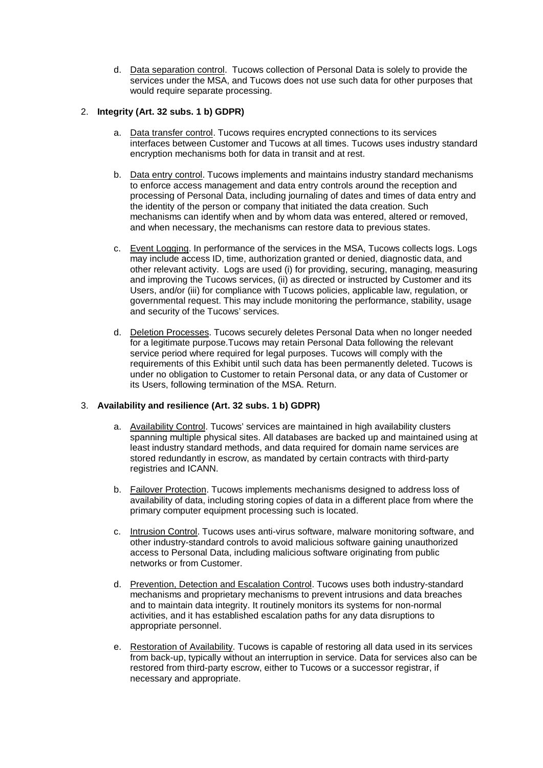d. Data separation control. Tucows collection of Personal Data is solely to provide the services under the MSA, and Tucows does not use such data for other purposes that would require separate processing.

2. **Integrity (Art. 32 subs. 1 b) GDPR)**

   a. Data transfer control. Tucows requires encrypted connections to its services interfaces between Customer and Tucows at all times. Tucows uses industry standard encryption mechanisms both for data in transit and at rest.

   b. Data entry control. Tucows implements and maintains industry standard mechanisms to enforce access management and data entry controls around the reception and processing of Personal Data, including journaling of dates and times of data entry and the identity of the person or company that initiated the data creation. Such mechanisms can identify when and by whom data was entered, altered or removed, and when necessary, the mechanisms can restore data to previous states.

   c. Event Logging. In performance of the services in the MSA, Tucows collects logs. Logs may include access ID, time, authorization granted or denied, diagnostic data, and other relevant activity. Logs are used (i) for providing, securing, managing, measuring and improving the Tucows services, (ii) as directed or instructed by Customer and its Users, and/or (iii) for compliance with Tucows policies, applicable law, regulation, or governmental request. This may include monitoring the performance, stability, usage and security of the Tucows' services.

   d. Deletion Processes. Tucows securely deletes Personal Data when no longer needed for a legitimate purpose.Tucows may retain Personal Data following the relevant service period where required for legal purposes. Tucows will comply with the requirements of this Exhibit until such data has been permanently deleted. Tucows is under no obligation to Customer to retain Personal data, or any data of Customer or its Users, following termination of the MSA. Return.

3. **Availability and resilience (Art. 32 subs. 1 b) GDPR)**

   a. Availability Control. Tucows' services are maintained in high availability clusters spanning multiple physical sites. All databases are backed up and maintained using at least industry standard methods, and data required for domain name services are stored redundantly in escrow, as mandated by certain contracts with third-party registries and ICANN.

   b. Failover Protection. Tucows implements mechanisms designed to address loss of availability of data, including storing copies of data in a different place from where the primary computer equipment processing such is located.

   c. Intrusion Control. Tucows uses anti-virus software, malware monitoring software, and other industry-standard controls to avoid malicious software gaining unauthorized access to Personal Data, including malicious software originating from public networks or from Customer.

   d. Prevention, Detection and Escalation Control. Tucows uses both industry-standard mechanisms and proprietary mechanisms to prevent intrusions and data breaches and to maintain data integrity. It routinely monitors its systems for non-normal activities, and it has established escalation paths for any data disruptions to appropriate personnel.

   e. Restoration of Availability. Tucows is capable of restoring all data used in its services from back-up, typically without an interruption in service. Data for services also can be restored from third-party escrow, either to Tucows or a successor registrar, if necessary and appropriate.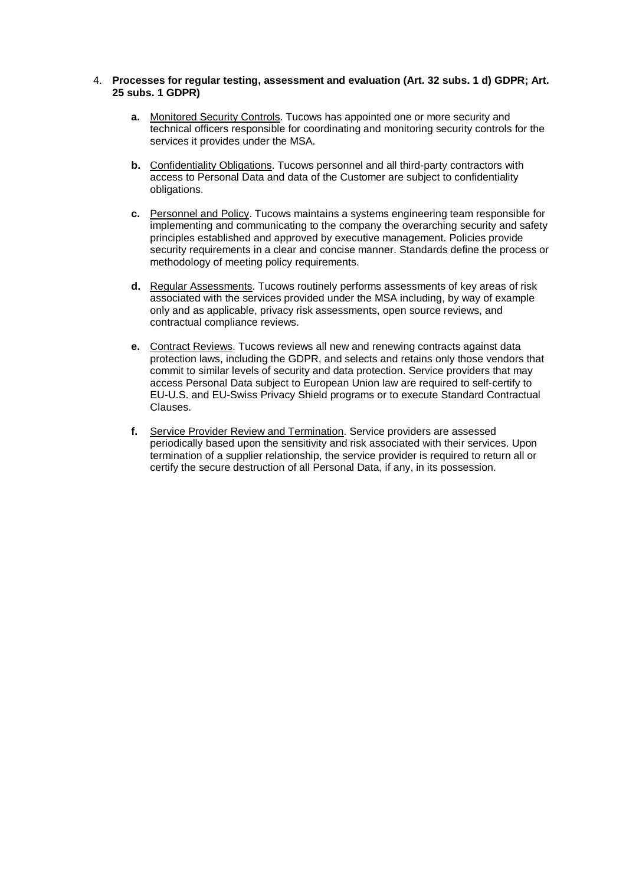4. **Processes for regular testing, assessment and evaluation (Art. 32 subs. 1 d) GDPR; Art. 25 subs. 1 GDPR)**

   **a.** Monitored Security Controls. Tucows has appointed one or more security and technical officers responsible for coordinating and monitoring security controls for the services it provides under the MSA.

   **b.** Confidentiality Obligations. Tucows personnel and all third-party contractors with access to Personal Data and data of the Customer are subject to confidentiality obligations.

   **c.** Personnel and Policy. Tucows maintains a systems engineering team responsible for implementing and communicating to the company the overarching security and safety principles established and approved by executive management. Policies provide security requirements in a clear and concise manner. Standards define the process or methodology of meeting policy requirements.

   **d.** Regular Assessments. Tucows routinely performs assessments of key areas of risk associated with the services provided under the MSA including, by way of example only and as applicable, privacy risk assessments, open source reviews, and contractual compliance reviews.

   **e.** Contract Reviews. Tucows reviews all new and renewing contracts against data protection laws, including the GDPR, and selects and retains only those vendors that commit to similar levels of security and data protection. Service providers that may access Personal Data subject to European Union law are required to self-certify to EU-U.S. and EU-Swiss Privacy Shield programs or to execute Standard Contractual Clauses.

   **f.** Service Provider Review and Termination. Service providers are assessed periodically based upon the sensitivity and risk associated with their services. Upon termination of a supplier relationship, the service provider is required to return all or certify the secure destruction of all Personal Data, if any, in its possession.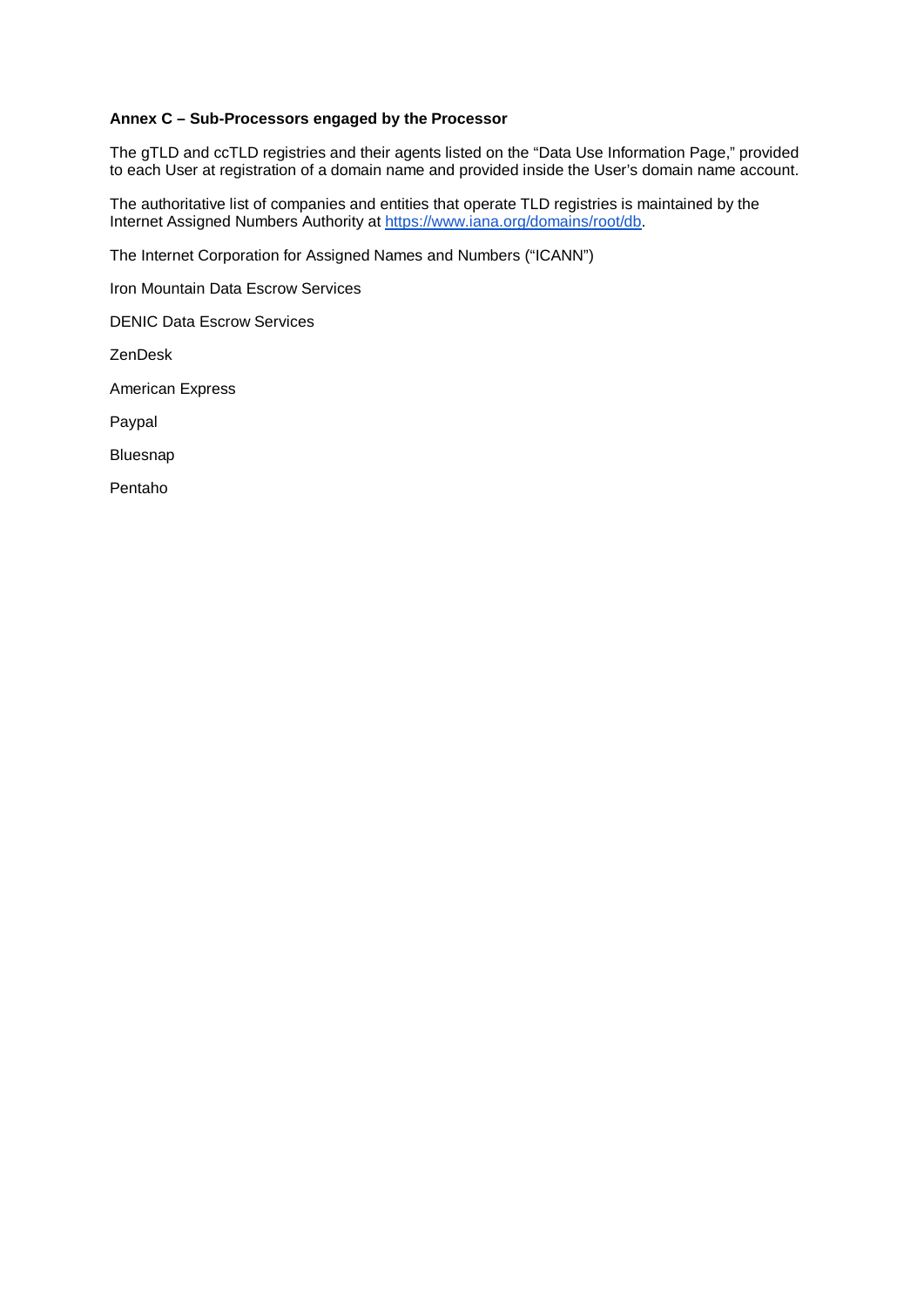**Annex C – Sub-Processors engaged by the Processor**

The gTLD and ccTLD registries and their agents listed on the "Data Use Information Page," provided to each User at registration of a domain name and provided inside the User's domain name account.

The authoritative list of companies and entities that operate TLD registries is maintained by the Internet Assigned Numbers Authority at [https://www.iana.org/domains/root/db](https://www.iana.org/domains/root/db).

The Internet Corporation for Assigned Names and Numbers ("ICANN")

Iron Mountain Data Escrow Services

DENIC Data Escrow Services

ZenDesk

American Express

Paypal

Bluesnap

Pentaho